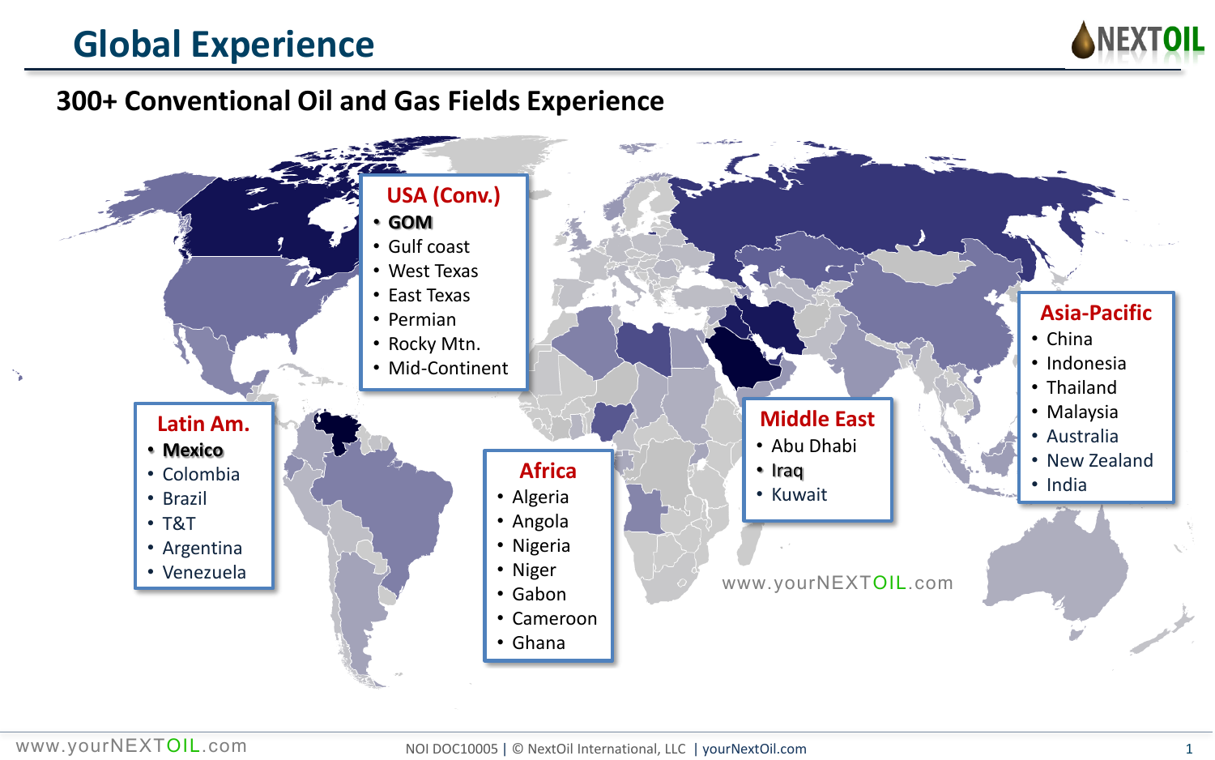# Global Experience

NEXTOIL

## 300+ Conventional Oil and Gas Fields Experience

### USA (Conv.)
- **GOM**
- Gulf coast
- West Texas
- East Texas
- Permian
- Rocky Mtn.
- Mid-Continent

### Latin Am.
- **Mexico**
- Colombia
- Brazil
- T&T
- Argentina
- Venezuela

### Africa
- Algeria
- Angola
- Nigeria
- Niger
- Gabon
- Cameroon
- Ghana

### Middle East
- Abu Dhabi
- **Iraq**
- Kuwait

### Asia-Pacific
- China
- Indonesia
- Thailand
- Malaysia
- Australia
- New Zealand
- India

www.yourNEXTOIL.com

www.yourNEXTOIL.com

NOI DOC10005 | © NextOil International, LLC | yourNextOil.com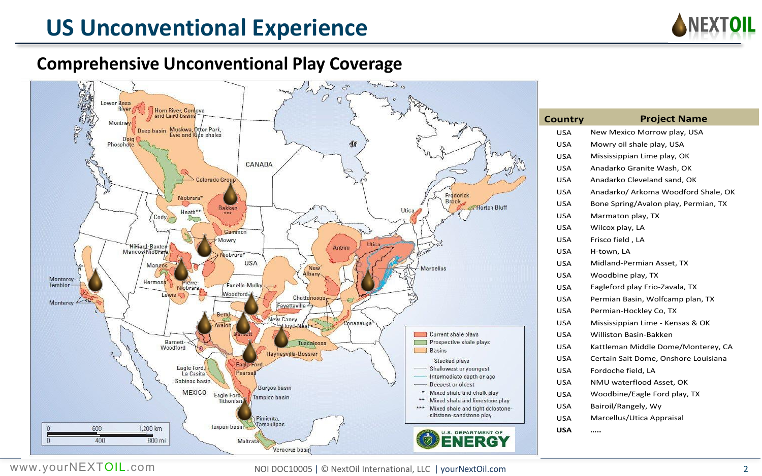# US Unconventional Experience

## Comprehensive Unconventional Play Coverage

| Country | Project Name |
|---|---|
| USA | New Mexico Morrow play, USA |
| USA | Mowry oil shale play, USA |
| USA | Mississippian Lime play, OK |
| USA | Anadarko Granite Wash, OK |
| USA | Anadarko Cleveland sand, OK |
| USA | Anadarko/ Arkoma Woodford Shale, OK |
| USA | Bone Spring/Avalon play, Permian, TX |
| USA | Marmaton play, TX |
| USA | Wilcox play, LA |
| USA | Frisco field , LA |
| USA | H-town, LA |
| USA | Midland-Permian Asset, TX |
| USA | Woodbine play, TX |
| USA | Eagleford play Frio-Zavala, TX |
| USA | Permian Basin, Wolfcamp plan, TX |
| USA | Permian-Hockley Co, TX |
| USA | Mississippian Lime - Kensas & OK |
| USA | Williston Basin-Bakken |
| USA | Kattleman Middle Dome/Monterey, CA |
| USA | Certain Salt Dome, Onshore Louisiana |
| USA | Fordoche field, LA |
| USA | NMU waterflood Asset, OK |
| USA | Woodbine/Eagle Ford play, TX |
| USA | Bairoil/Rangely, Wy |
| USA | Marcellus/Utica Appraisal |
| **USA** | ….. |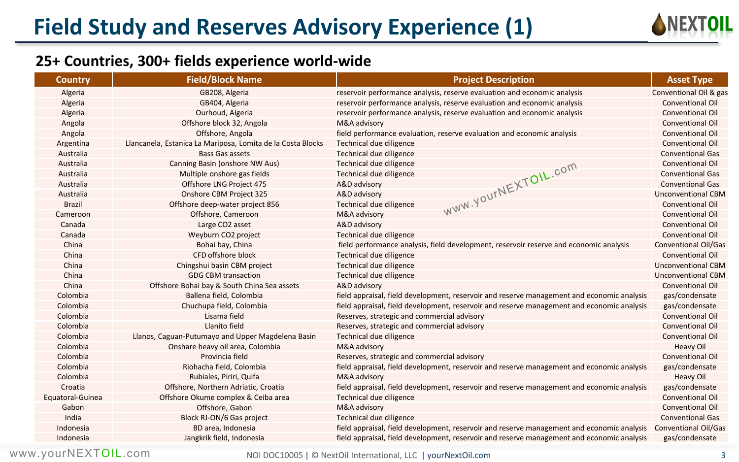# Field Study and Reserves Advisory Experience (1)

## 25+ Countries, 300+ fields experience world-wide

| Country | Field/Block Name | Project Description | Asset Type |
|---|---|---|---|
| Algeria | GB208, Algeria | reservoir performance analysis, reserve evaluation and economic analysis | Conventional Oil & gas |
| Algeria | GB404, Algeria | reservoir performance analysis, reserve evaluation and economic analysis | Conventional Oil |
| Algeria | Ourhoud, Algeria | reservoir performance analysis, reserve evaluation and economic analysis | Conventional Oil |
| Angola | Offshore block 32, Angola | M&A advisory | Conventional Oil |
| Angola | Offshore, Angola | field performance evaluation, reserve evaluation and economic analysis | Conventional Oil |
| Argentina | Llancanela, Estanica La Mariposa, Lomita de la Costa Blocks | Technical due diligence | Conventional Oil |
| Australia | Bass Gas assets | Technical due diligence | Conventional Gas |
| Australia | Canning Basin (onshore NW Aus) | Technical due diligence | Conventional Oil |
| Australia | Multiple onshore gas fields | Technical due diligence | Conventional Gas |
| Australia | Offshore LNG Project 475 | A&D advisory | Conventional Gas |
| Australia | Onshore CBM Project 325 | A&D advisory | Unconventional CBM |
| Brazil | Offshore deep-water project 856 | Technical due diligence | Conventional Oil |
| Cameroon | Offshore, Cameroon | M&A advisory | Conventional Oil |
| Canada | Large CO2 asset | A&D advisory | Conventional Oil |
| Canada | Weyburn CO2 project | Technical due diligence | Conventional Oil |
| China | Bohai bay, China | field performance analysis, field development, reservoir reserve and economic analysis | Conventional Oil/Gas |
| China | CFD offshore block | Technical due diligence | Conventional Oil |
| China | Chingshui basin CBM project | Technical due diligence | Unconventional CBM |
| China | GDG CBM transaction | Technical due diligence | Unconventional CBM |
| China | Offshore Bohai bay & South China Sea assets | A&D advisory | Conventional Oil |
| Colombia | Ballena field, Colombia | field appraisal, field development, reservoir and reserve management and economic analysis | gas/condensate |
| Colombia | Chuchupa field, Colombia | field appraisal, field development, reservoir and reserve management and economic analysis | gas/condensate |
| Colombia | Lisama field | Reserves, strategic and commercial advisory | Conventional Oil |
| Colombia | Llanito field | Reserves, strategic and commercial advisory | Conventional Oil |
| Colombia | Llanos, Caguan-Putumayo and Upper Magdelena Basin | Technical due diligence | Conventional Oil |
| Colombia | Onshare heavy oil area, Colombia | M&A advisory | Heavy Oil |
| Colombia | Provincia field | Reserves, strategic and commercial advisory | Conventional Oil |
| Colombia | Riohacha field, Colombia | field appraisal, field development, reservoir and reserve management and economic analysis | gas/condensate |
| Colombia | Rubiales, Piriri, Quifa | M&A advisory | Heavy Oil |
| Croatia | Offshore, Northern Adriatic, Croatia | field appraisal, field development, reservoir and reserve management and economic analysis | gas/condensate |
| Equatoral-Guinea | Offshore Okume complex & Ceiba area | Technical due diligence | Conventional Oil |
| Gabon | Offshore, Gabon | M&A advisory | Conventional Oil |
| India | Block RJ-ON/6 Gas project | Technical due diligence | Conventional Gas |
| Indonesia | BD area, Indonesia | field appraisal, field development, reservoir and reserve management and economic analysis | Conventional Oil/Gas |
| Indonesia | Jangkrik field, Indonesia | field appraisal, field development, reservoir and reserve management and economic analysis | gas/condensate |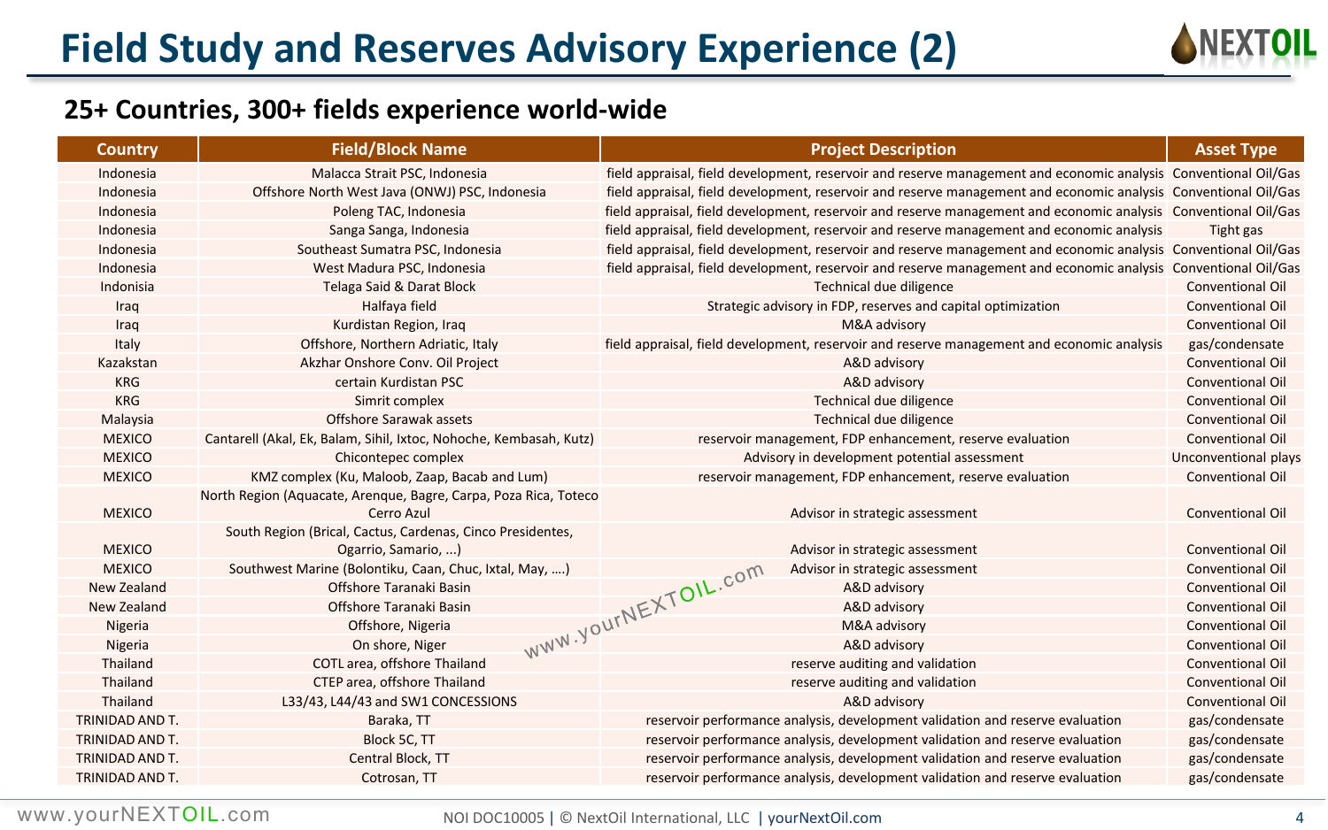# Field Study and Reserves Advisory Experience (2)

## 25+ Countries, 300+ fields experience world-wide

| Country | Field/Block Name | Project Description | Asset Type |
|---|---|---|---|
| Indonesia | Malacca Strait PSC, Indonesia | field appraisal, field development, reservoir and reserve management and economic analysis | Conventional Oil/Gas |
| Indonesia | Offshore North West Java (ONWJ) PSC, Indonesia | field appraisal, field development, reservoir and reserve management and economic analysis | Conventional Oil/Gas |
| Indonesia | Poleng TAC, Indonesia | field appraisal, field development, reservoir and reserve management and economic analysis | Conventional Oil/Gas |
| Indonesia | Sanga Sanga, Indonesia | field appraisal, field development, reservoir and reserve management and economic analysis | Tight gas |
| Indonesia | Southeast Sumatra PSC, Indonesia | field appraisal, field development, reservoir and reserve management and economic analysis | Conventional Oil/Gas |
| Indonesia | West Madura PSC, Indonesia | field appraisal, field development, reservoir and reserve management and economic analysis | Conventional Oil/Gas |
| Indonisia | Telaga Said & Darat Block | Technical due diligence | Conventional Oil |
| Iraq | Halfaya field | Strategic advisory in FDP, reserves and capital optimization | Conventional Oil |
| Iraq | Kurdistan Region, Iraq | M&A advisory | Conventional Oil |
| Italy | Offshore, Northern Adriatic, Italy | field appraisal, field development, reservoir and reserve management and economic analysis | gas/condensate |
| Kazakstan | Akzhar Onshore Conv. Oil Project | A&D advisory | Conventional Oil |
| KRG | certain Kurdistan PSC | A&D advisory | Conventional Oil |
| KRG | Simrit complex | Technical due diligence | Conventional Oil |
| Malaysia | Offshore Sarawak assets | Technical due diligence | Conventional Oil |
| MEXICO | Cantarell (Akal, Ek, Balam, Sihil, Ixtoc, Nohoche, Kembasah, Kutz) | reservoir management, FDP enhancement, reserve evaluation | Conventional Oil |
| MEXICO | Chicontepec complex | Advisory in development potential assessment | Unconventional plays |
| MEXICO | KMZ complex (Ku, Maloob, Zaap, Bacab and Lum) | reservoir management, FDP enhancement, reserve evaluation | Conventional Oil |
| MEXICO | North Region (Aquacate, Arenque, Bagre, Carpa, Poza Rica, Toteco Cerro Azul | Advisor in strategic assessment | Conventional Oil |
| MEXICO | South Region (Brical, Cactus, Cardenas, Cinco Presidentes, Ogarrio, Samario, ...) | Advisor in strategic assessment | Conventional Oil |
| MEXICO | Southwest Marine (Bolontiku, Caan, Chuc, Ixtal, May, ….) | Advisor in strategic assessment | Conventional Oil |
| New Zealand | Offshore Taranaki Basin | A&D advisory | Conventional Oil |
| New Zealand | Offshore Taranaki Basin | A&D advisory | Conventional Oil |
| Nigeria | Offshore, Nigeria | M&A advisory | Conventional Oil |
| Nigeria | On shore, Niger | A&D advisory | Conventional Oil |
| Thailand | COTL area, offshore Thailand | reserve auditing and validation | Conventional Oil |
| Thailand | CTEP area, offshore Thailand | reserve auditing and validation | Conventional Oil |
| Thailand | L33/43, L44/43 and SW1 CONCESSIONS | A&D advisory | Conventional Oil |
| TRINIDAD AND T. | Baraka, TT | reservoir performance analysis, development validation and reserve evaluation | gas/condensate |
| TRINIDAD AND T. | Block 5C, TT | reservoir performance analysis, development validation and reserve evaluation | gas/condensate |
| TRINIDAD AND T. | Central Block, TT | reservoir performance analysis, development validation and reserve evaluation | gas/condensate |
| TRINIDAD AND T. | Cotrosan, TT | reservoir performance analysis, development validation and reserve evaluation | gas/condensate |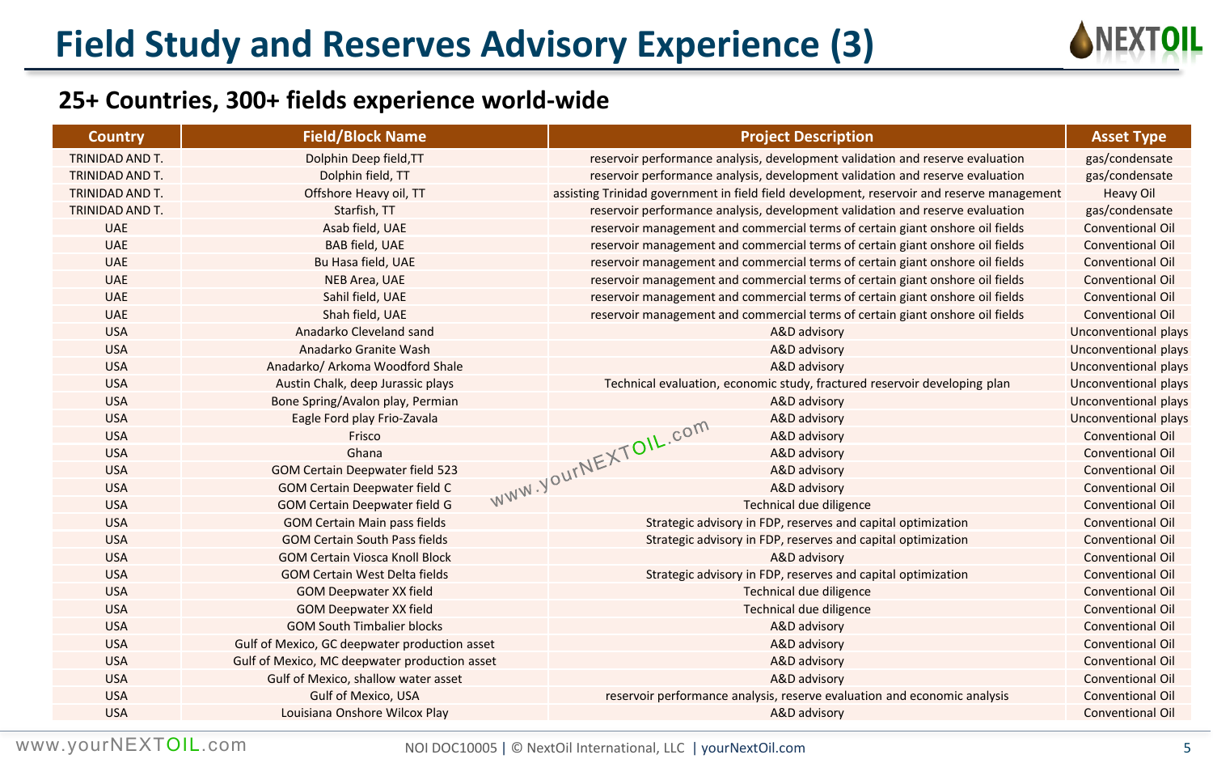# Field Study and Reserves Advisory Experience (3)

## 25+ Countries, 300+ fields experience world-wide

| Country | Field/Block Name | Project Description | Asset Type |
|---|---|---|---|
| TRINIDAD AND T. | Dolphin Deep field,TT | reservoir performance analysis, development validation and reserve evaluation | gas/condensate |
| TRINIDAD AND T. | Dolphin field, TT | reservoir performance analysis, development validation and reserve evaluation | gas/condensate |
| TRINIDAD AND T. | Offshore Heavy oil, TT | assisting Trinidad government in field field development, reservoir and reserve management | Heavy Oil |
| TRINIDAD AND T. | Starfish, TT | reservoir performance analysis, development validation and reserve evaluation | gas/condensate |
| UAE | Asab field, UAE | reservoir management and commercial terms of certain giant onshore oil fields | Conventional Oil |
| UAE | BAB field, UAE | reservoir management and commercial terms of certain giant onshore oil fields | Conventional Oil |
| UAE | Bu Hasa field, UAE | reservoir management and commercial terms of certain giant onshore oil fields | Conventional Oil |
| UAE | NEB Area, UAE | reservoir management and commercial terms of certain giant onshore oil fields | Conventional Oil |
| UAE | Sahil field, UAE | reservoir management and commercial terms of certain giant onshore oil fields | Conventional Oil |
| UAE | Shah field, UAE | reservoir management and commercial terms of certain giant onshore oil fields | Conventional Oil |
| USA | Anadarko Cleveland sand | A&D advisory | Unconventional plays |
| USA | Anadarko Granite Wash | A&D advisory | Unconventional plays |
| USA | Anadarko/ Arkoma Woodford Shale | A&D advisory | Unconventional plays |
| USA | Austin Chalk, deep Jurassic plays | Technical evaluation, economic study, fractured reservoir developing plan | Unconventional plays |
| USA | Bone Spring/Avalon play, Permian | A&D advisory | Unconventional plays |
| USA | Eagle Ford play Frio-Zavala | A&D advisory | Unconventional plays |
| USA | Frisco | A&D advisory | Conventional Oil |
| USA | Ghana | A&D advisory | Conventional Oil |
| USA | GOM Certain Deepwater field 523 | A&D advisory | Conventional Oil |
| USA | GOM Certain Deepwater field C | A&D advisory | Conventional Oil |
| USA | GOM Certain Deepwater field G | Technical due diligence | Conventional Oil |
| USA | GOM Certain Main pass fields | Strategic advisory in FDP, reserves and capital optimization | Conventional Oil |
| USA | GOM Certain South Pass fields | Strategic advisory in FDP, reserves and capital optimization | Conventional Oil |
| USA | GOM Certain Viosca Knoll Block | A&D advisory | Conventional Oil |
| USA | GOM Certain West Delta fields | Strategic advisory in FDP, reserves and capital optimization | Conventional Oil |
| USA | GOM Deepwater XX field | Technical due diligence | Conventional Oil |
| USA | GOM Deepwater XX field | Technical due diligence | Conventional Oil |
| USA | GOM South Timbalier blocks | A&D advisory | Conventional Oil |
| USA | Gulf of Mexico, GC deepwater production asset | A&D advisory | Conventional Oil |
| USA | Gulf of Mexico, MC deepwater production asset | A&D advisory | Conventional Oil |
| USA | Gulf of Mexico, shallow water asset | A&D advisory | Conventional Oil |
| USA | Gulf of Mexico, USA | reservoir performance analysis, reserve evaluation and economic analysis | Conventional Oil |
| USA | Louisiana Onshore Wilcox Play | A&D advisory | Conventional Oil |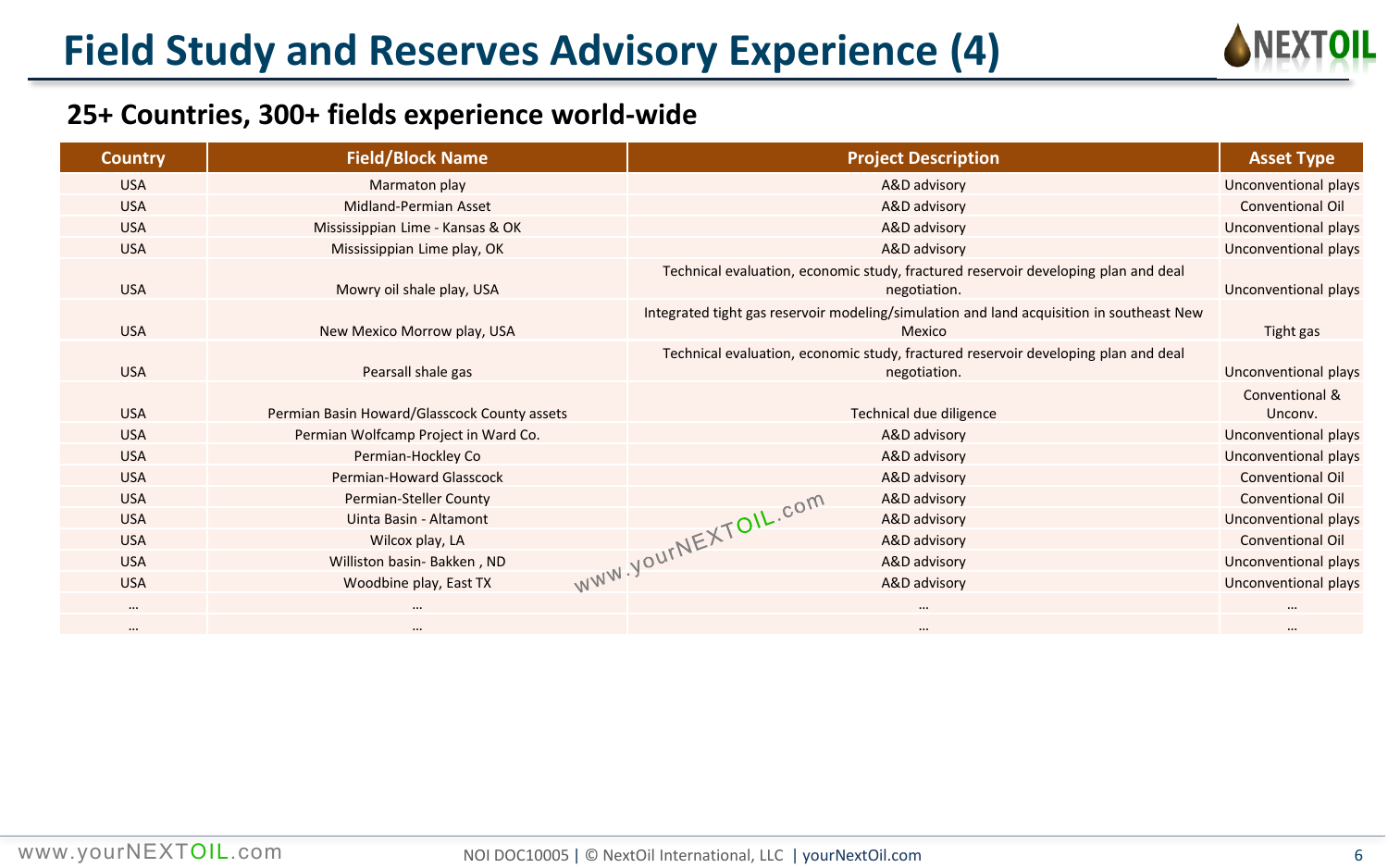# Field Study and Reserves Advisory Experience (4)

## 25+ Countries, 300+ fields experience world-wide

| Country | Field/Block Name | Project Description | Asset Type |
|---|---|---|---|
| USA | Marmaton play | A&D advisory | Unconventional plays |
| USA | Midland-Permian Asset | A&D advisory | Conventional Oil |
| USA | Mississippian Lime - Kansas & OK | A&D advisory | Unconventional plays |
| USA | Mississippian Lime play, OK | A&D advisory | Unconventional plays |
| USA | Mowry oil shale play, USA | Technical evaluation, economic study, fractured reservoir developing plan and deal negotiation. | Unconventional plays |
| USA | New Mexico Morrow play, USA | Integrated tight gas reservoir modeling/simulation and land acquisition in southeast New Mexico | Tight gas |
| USA | Pearsall shale gas | Technical evaluation, economic study, fractured reservoir developing plan and deal negotiation. | Unconventional plays |
| USA | Permian Basin Howard/Glasscock County assets | Technical due diligence | Conventional & Unconv. |
| USA | Permian Wolfcamp Project in Ward Co. | A&D advisory | Unconventional plays |
| USA | Permian-Hockley Co | A&D advisory | Unconventional plays |
| USA | Permian-Howard Glasscock | A&D advisory | Conventional Oil |
| USA | Permian-Steller County | A&D advisory | Conventional Oil |
| USA | Uinta Basin - Altamont | A&D advisory | Unconventional plays |
| USA | Wilcox play, LA | A&D advisory | Conventional Oil |
| USA | Williston basin- Bakken , ND | A&D advisory | Unconventional plays |
| USA | Woodbine play, East TX | A&D advisory | Unconventional plays |
| … | … | … | … |
| … | … | … | … |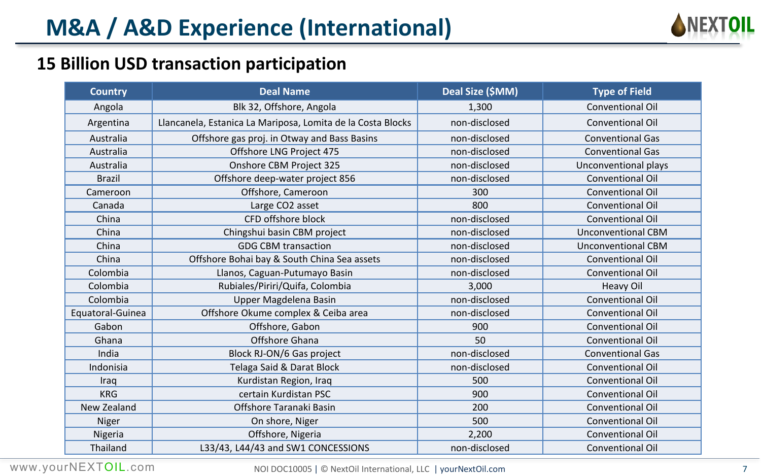# M&A / A&D Experience (International)

## 15 Billion USD transaction participation

| Country | Deal Name | Deal Size ($MM) | Type of Field |
|---|---|---|---|
| Angola | Blk 32, Offshore, Angola | 1,300 | Conventional Oil |
| Argentina | Llancanela, Estanica La Mariposa, Lomita de la Costa Blocks | non-disclosed | Conventional Oil |
| Australia | Offshore gas proj. in Otway and Bass Basins | non-disclosed | Conventional Gas |
| Australia | Offshore LNG Project 475 | non-disclosed | Conventional Gas |
| Australia | Onshore CBM Project 325 | non-disclosed | Unconventional plays |
| Brazil | Offshore deep-water project 856 | non-disclosed | Conventional Oil |
| Cameroon | Offshore, Cameroon | 300 | Conventional Oil |
| Canada | Large CO2 asset | 800 | Conventional Oil |
| China | CFD offshore block | non-disclosed | Conventional Oil |
| China | Chingshui basin CBM project | non-disclosed | Unconventional CBM |
| China | GDG CBM transaction | non-disclosed | Unconventional CBM |
| China | Offshore Bohai bay & South China Sea assets | non-disclosed | Conventional Oil |
| Colombia | Llanos, Caguan-Putumayo Basin | non-disclosed | Conventional Oil |
| Colombia | Rubiales/Piriri/Quifa, Colombia | 3,000 | Heavy Oil |
| Colombia | Upper Magdelena Basin | non-disclosed | Conventional Oil |
| Equatoral-Guinea | Offshore Okume complex & Ceiba area | non-disclosed | Conventional Oil |
| Gabon | Offshore, Gabon | 900 | Conventional Oil |
| Ghana | Offshore Ghana | 50 | Conventional Oil |
| India | Block RJ-ON/6 Gas project | non-disclosed | Conventional Gas |
| Indonisia | Telaga Said & Darat Block | non-disclosed | Conventional Oil |
| Iraq | Kurdistan Region, Iraq | 500 | Conventional Oil |
| KRG | certain Kurdistan PSC | 900 | Conventional Oil |
| New Zealand | Offshore Taranaki Basin | 200 | Conventional Oil |
| Niger | On shore, Niger | 500 | Conventional Oil |
| Nigeria | Offshore, Nigeria | 2,200 | Conventional Oil |
| Thailand | L33/43, L44/43 and SW1 CONCESSIONS | non-disclosed | Conventional Oil |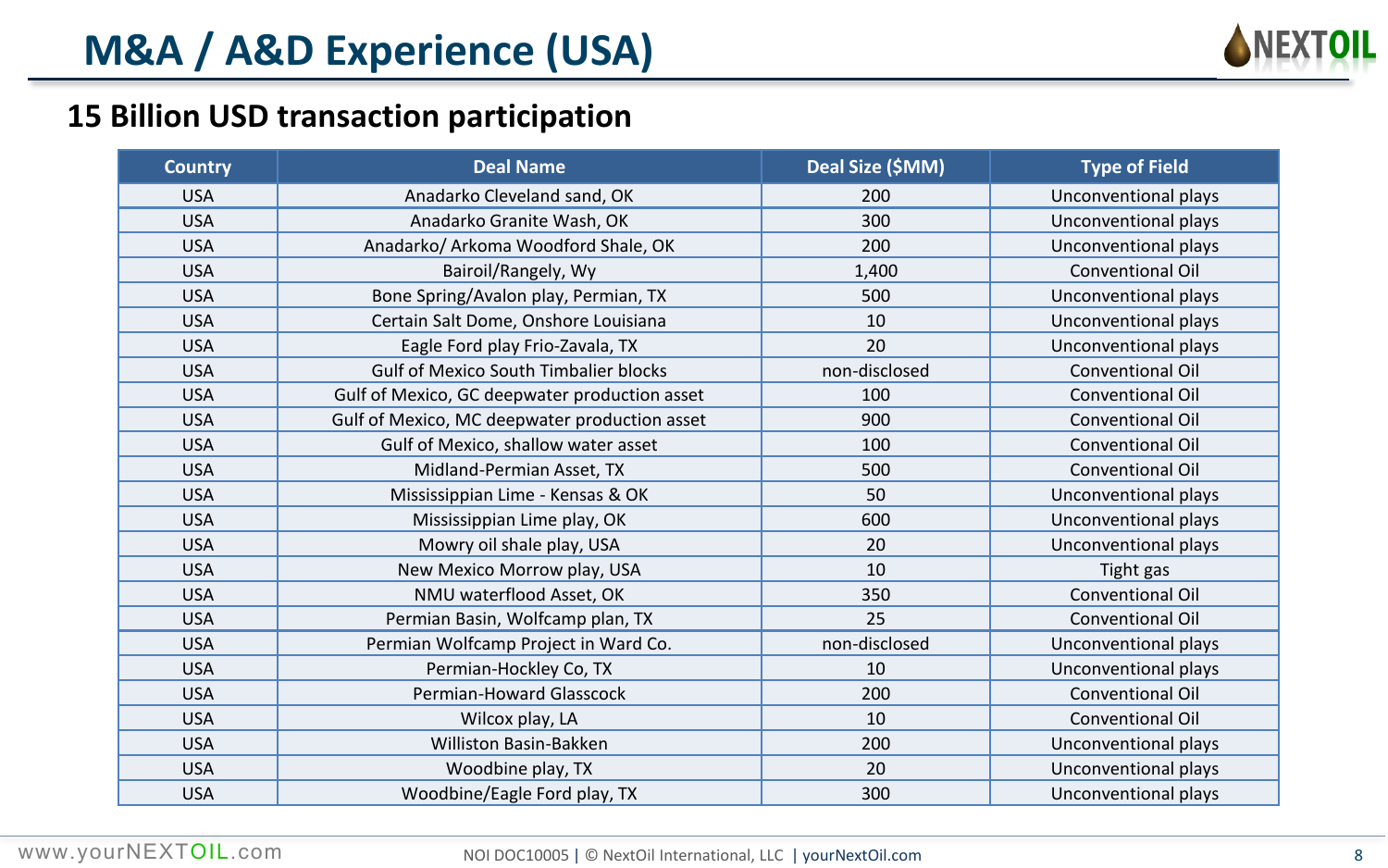# M&A / A&D Experience (USA)

## 15 Billion USD transaction participation

| Country | Deal Name | Deal Size ($MM) | Type of Field |
|---|---|---|---|
| USA | Anadarko Cleveland sand, OK | 200 | Unconventional plays |
| USA | Anadarko Granite Wash, OK | 300 | Unconventional plays |
| USA | Anadarko/ Arkoma Woodford Shale, OK | 200 | Unconventional plays |
| USA | Bairoil/Rangely, Wy | 1,400 | Conventional Oil |
| USA | Bone Spring/Avalon play, Permian, TX | 500 | Unconventional plays |
| USA | Certain Salt Dome, Onshore Louisiana | 10 | Unconventional plays |
| USA | Eagle Ford play Frio-Zavala, TX | 20 | Unconventional plays |
| USA | Gulf of Mexico South Timbalier blocks | non-disclosed | Conventional Oil |
| USA | Gulf of Mexico, GC deepwater production asset | 100 | Conventional Oil |
| USA | Gulf of Mexico, MC deepwater production asset | 900 | Conventional Oil |
| USA | Gulf of Mexico, shallow water asset | 100 | Conventional Oil |
| USA | Midland-Permian Asset, TX | 500 | Conventional Oil |
| USA | Mississippian Lime - Kensas & OK | 50 | Unconventional plays |
| USA | Mississippian Lime play, OK | 600 | Unconventional plays |
| USA | Mowry oil shale play, USA | 20 | Unconventional plays |
| USA | New Mexico Morrow play, USA | 10 | Tight gas |
| USA | NMU waterflood Asset, OK | 350 | Conventional Oil |
| USA | Permian Basin, Wolfcamp plan, TX | 25 | Conventional Oil |
| USA | Permian Wolfcamp Project in Ward Co. | non-disclosed | Unconventional plays |
| USA | Permian-Hockley Co, TX | 10 | Unconventional plays |
| USA | Permian-Howard Glasscock | 200 | Conventional Oil |
| USA | Wilcox play, LA | 10 | Conventional Oil |
| USA | Williston Basin-Bakken | 200 | Unconventional plays |
| USA | Woodbine play, TX | 20 | Unconventional plays |
| USA | Woodbine/Eagle Ford play, TX | 300 | Unconventional plays |